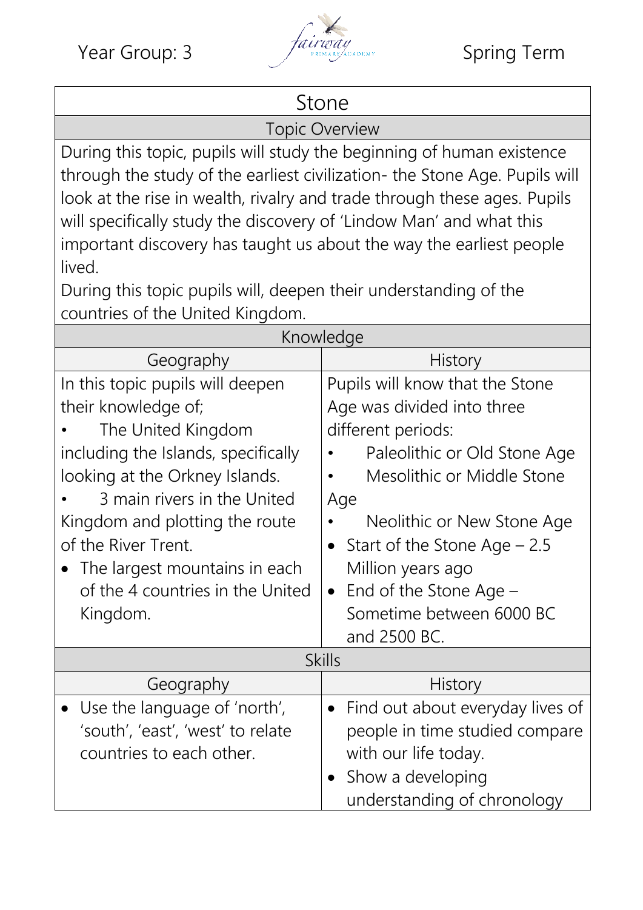Year Group: 3 | Spring Term

# Stone

## Topic Overview

During this topic, pupils will study the beginning of human existence through the study of the earliest civilization- the Stone Age. Pupils will look at the rise in wealth, rivalry and trade through these ages. Pupils will specifically study the discovery of 'Lindow Man' and what this important discovery has taught us about the way the earliest people lived.

During this topic pupils will, deepen their understanding of the countries of the United Kingdom.

## Knowledge

| Geography | History |
|---|---|
| In this topic pupils will deepen their knowledge of;<br>• The United Kingdom including the Islands, specifically looking at the Orkney Islands.<br>• 3 main rivers in the United Kingdom and plotting the route of the River Trent.<br>• The largest mountains in each of the 4 countries in the United Kingdom. | Pupils will know that the Stone Age was divided into three different periods:<br>• Paleolithic or Old Stone Age<br>• Mesolithic or Middle Stone Age<br>• Neolithic or New Stone Age<br>• Start of the Stone Age – 2.5 Million years ago<br>• End of the Stone Age – Sometime between 6000 BC and 2500 BC. |

## Skills

| Geography | History |
|---|---|
| • Use the language of 'north', 'south', 'east', 'west' to relate countries to each other. | • Find out about everyday lives of people in time studied compare with our life today.<br>• Show a developing understanding of chronology |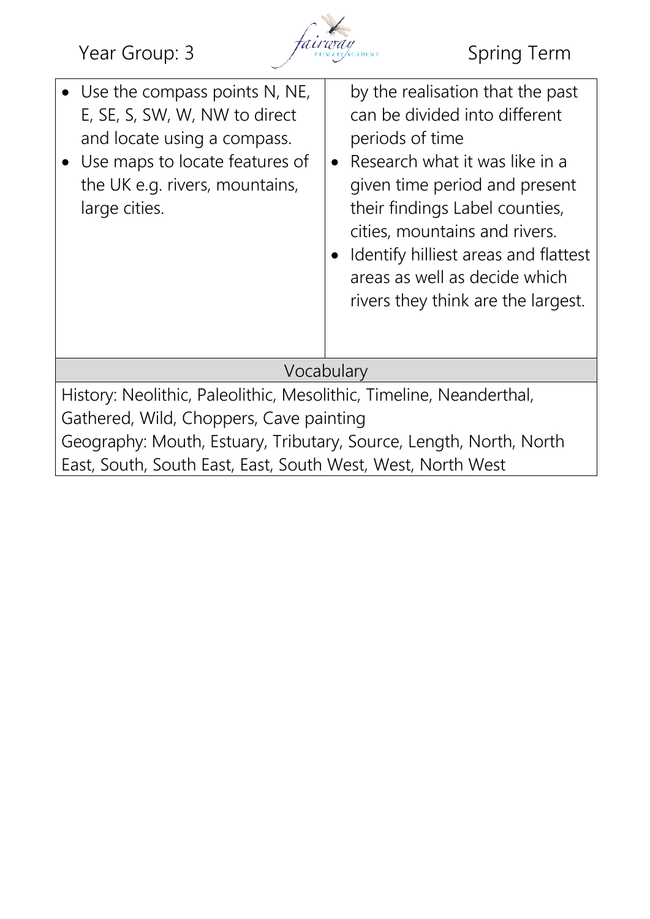| | |
|---|---|
| • Use the compass points N, NE, E, SE, S, SW, W, NW to direct and locate using a compass.<br>• Use maps to locate features of the UK e.g. rivers, mountains, large cities. | by the realisation that the past can be divided into different periods of time<br>• Research what it was like in a given time period and present their findings Label counties, cities, mountains and rivers.<br>• Identify hilliest areas and flattest areas as well as decide which rivers they think are the largest. |
| Vocabulary | |
| History: Neolithic, Paleolithic, Mesolithic, Timeline, Neanderthal, Gathered, Wild, Choppers, Cave painting<br>Geography: Mouth, Estuary, Tributary, Source, Length, North, North East, South, South East, East, South West, West, North West | |